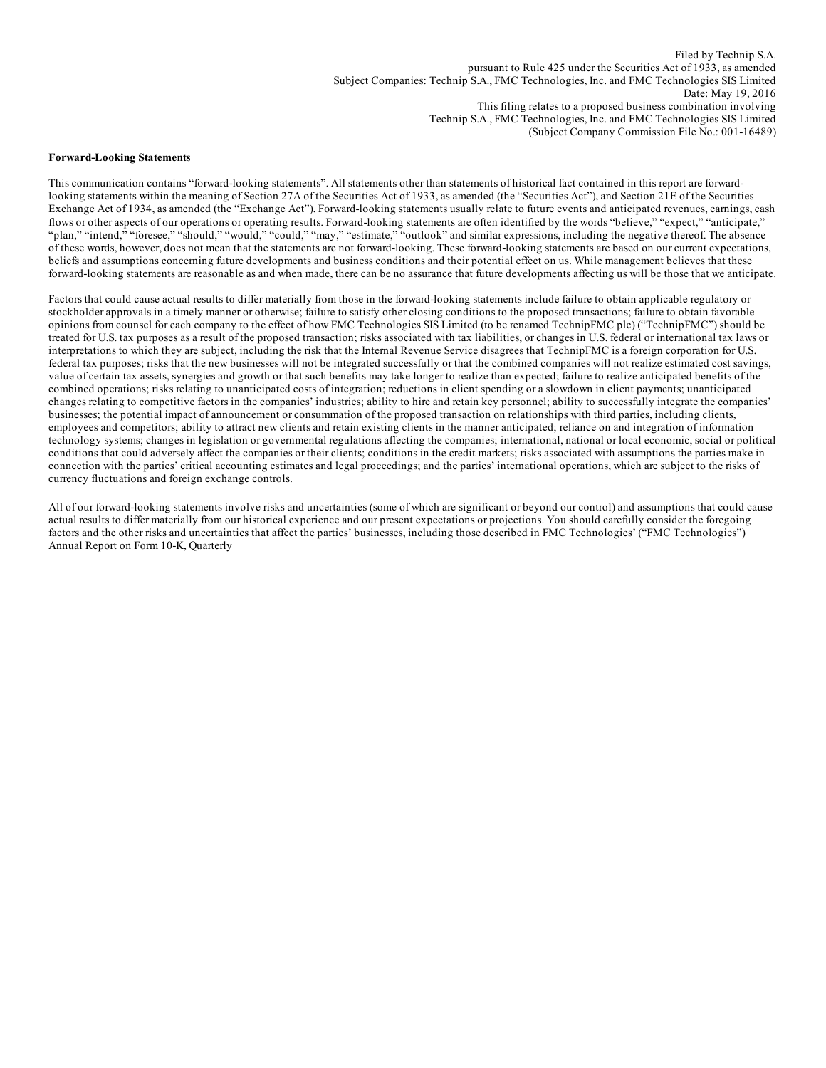Filed by Technip S.A.
pursuant to Rule 425 under the Securities Act of 1933, as amended
Subject Companies: Technip S.A., FMC Technologies, Inc. and FMC Technologies SIS Limited
Date: May 19, 2016
This filing relates to a proposed business combination involving
Technip S.A., FMC Technologies, Inc. and FMC Technologies SIS Limited
(Subject Company Commission File No.: 001-16489)

**Forward-Looking Statements**

This communication contains "forward-looking statements". All statements other than statements of historical fact contained in this report are forward-looking statements within the meaning of Section 27A of the Securities Act of 1933, as amended (the "Securities Act"), and Section 21E of the Securities Exchange Act of 1934, as amended (the "Exchange Act"). Forward-looking statements usually relate to future events and anticipated revenues, earnings, cash flows or other aspects of our operations or operating results. Forward-looking statements are often identified by the words "believe," "expect," "anticipate," "plan," "intend," "foresee," "should," "would," "could," "may," "estimate," "outlook" and similar expressions, including the negative thereof. The absence of these words, however, does not mean that the statements are not forward-looking. These forward-looking statements are based on our current expectations, beliefs and assumptions concerning future developments and business conditions and their potential effect on us. While management believes that these forward-looking statements are reasonable as and when made, there can be no assurance that future developments affecting us will be those that we anticipate.

Factors that could cause actual results to differ materially from those in the forward-looking statements include failure to obtain applicable regulatory or stockholder approvals in a timely manner or otherwise; failure to satisfy other closing conditions to the proposed transactions; failure to obtain favorable opinions from counsel for each company to the effect of how FMC Technologies SIS Limited (to be renamed TechnipFMC plc) ("TechnipFMC") should be treated for U.S. tax purposes as a result of the proposed transaction; risks associated with tax liabilities, or changes in U.S. federal or international tax laws or interpretations to which they are subject, including the risk that the Internal Revenue Service disagrees that TechnipFMC is a foreign corporation for U.S. federal tax purposes; risks that the new businesses will not be integrated successfully or that the combined companies will not realize estimated cost savings, value of certain tax assets, synergies and growth or that such benefits may take longer to realize than expected; failure to realize anticipated benefits of the combined operations; risks relating to unanticipated costs of integration; reductions in client spending or a slowdown in client payments; unanticipated changes relating to competitive factors in the companies' industries; ability to hire and retain key personnel; ability to successfully integrate the companies' businesses; the potential impact of announcement or consummation of the proposed transaction on relationships with third parties, including clients, employees and competitors; ability to attract new clients and retain existing clients in the manner anticipated; reliance on and integration of information technology systems; changes in legislation or governmental regulations affecting the companies; international, national or local economic, social or political conditions that could adversely affect the companies or their clients; conditions in the credit markets; risks associated with assumptions the parties make in connection with the parties' critical accounting estimates and legal proceedings; and the parties' international operations, which are subject to the risks of currency fluctuations and foreign exchange controls.

All of our forward-looking statements involve risks and uncertainties (some of which are significant or beyond our control) and assumptions that could cause actual results to differ materially from our historical experience and our present expectations or projections. You should carefully consider the foregoing factors and the other risks and uncertainties that affect the parties' businesses, including those described in FMC Technologies' ("FMC Technologies") Annual Report on Form 10-K, Quarterly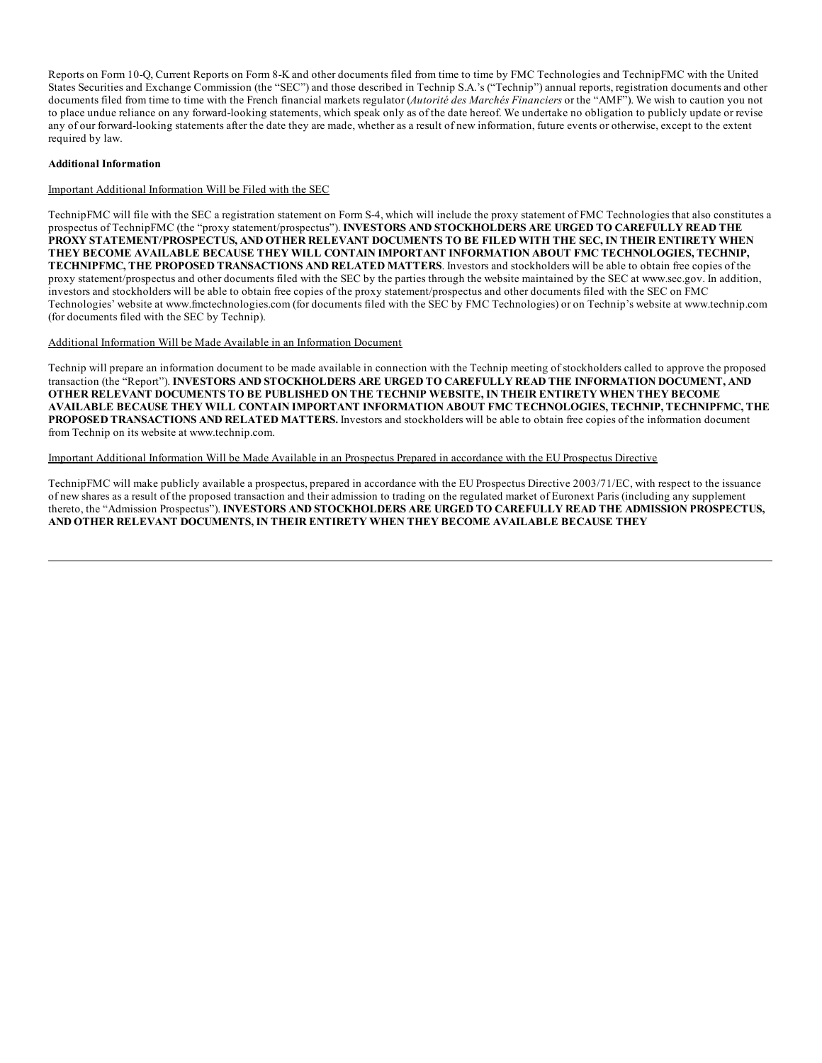Reports on Form 10-Q, Current Reports on Form 8-K and other documents filed from time to time by FMC Technologies and TechnipFMC with the United States Securities and Exchange Commission (the "SEC") and those described in Technip S.A.'s ("Technip") annual reports, registration documents and other documents filed from time to time with the French financial markets regulator (*Autorité des Marchés Financiers* or the "AMF"). We wish to caution you not to place undue reliance on any forward-looking statements, which speak only as of the date hereof. We undertake no obligation to publicly update or revise any of our forward-looking statements after the date they are made, whether as a result of new information, future events or otherwise, except to the extent required by law.

**Additional Information**

Important Additional Information Will be Filed with the SEC

TechnipFMC will file with the SEC a registration statement on Form S-4, which will include the proxy statement of FMC Technologies that also constitutes a prospectus of TechnipFMC (the "proxy statement/prospectus"). **INVESTORS AND STOCKHOLDERS ARE URGED TO CAREFULLY READ THE PROXY STATEMENT/PROSPECTUS, AND OTHER RELEVANT DOCUMENTS TO BE FILED WITH THE SEC, IN THEIR ENTIRETY WHEN THEY BECOME AVAILABLE BECAUSE THEY WILL CONTAIN IMPORTANT INFORMATION ABOUT FMC TECHNOLOGIES, TECHNIP, TECHNIPFMC, THE PROPOSED TRANSACTIONS AND RELATED MATTERS**. Investors and stockholders will be able to obtain free copies of the proxy statement/prospectus and other documents filed with the SEC by the parties through the website maintained by the SEC at www.sec.gov. In addition, investors and stockholders will be able to obtain free copies of the proxy statement/prospectus and other documents filed with the SEC on FMC Technologies' website at www.fmctechnologies.com (for documents filed with the SEC by FMC Technologies) or on Technip's website at www.technip.com (for documents filed with the SEC by Technip).

Additional Information Will be Made Available in an Information Document

Technip will prepare an information document to be made available in connection with the Technip meeting of stockholders called to approve the proposed transaction (the "Report"). **INVESTORS AND STOCKHOLDERS ARE URGED TO CAREFULLY READ THE INFORMATION DOCUMENT, AND OTHER RELEVANT DOCUMENTS TO BE PUBLISHED ON THE TECHNIP WEBSITE, IN THEIR ENTIRETY WHEN THEY BECOME AVAILABLE BECAUSE THEY WILL CONTAIN IMPORTANT INFORMATION ABOUT FMC TECHNOLOGIES, TECHNIP, TECHNIPFMC, THE PROPOSED TRANSACTIONS AND RELATED MATTERS.** Investors and stockholders will be able to obtain free copies of the information document from Technip on its website at www.technip.com.

Important Additional Information Will be Made Available in an Prospectus Prepared in accordance with the EU Prospectus Directive

TechnipFMC will make publicly available a prospectus, prepared in accordance with the EU Prospectus Directive 2003/71/EC, with respect to the issuance of new shares as a result of the proposed transaction and their admission to trading on the regulated market of Euronext Paris (including any supplement thereto, the "Admission Prospectus"). **INVESTORS AND STOCKHOLDERS ARE URGED TO CAREFULLY READ THE ADMISSION PROSPECTUS, AND OTHER RELEVANT DOCUMENTS, IN THEIR ENTIRETY WHEN THEY BECOME AVAILABLE BECAUSE THEY**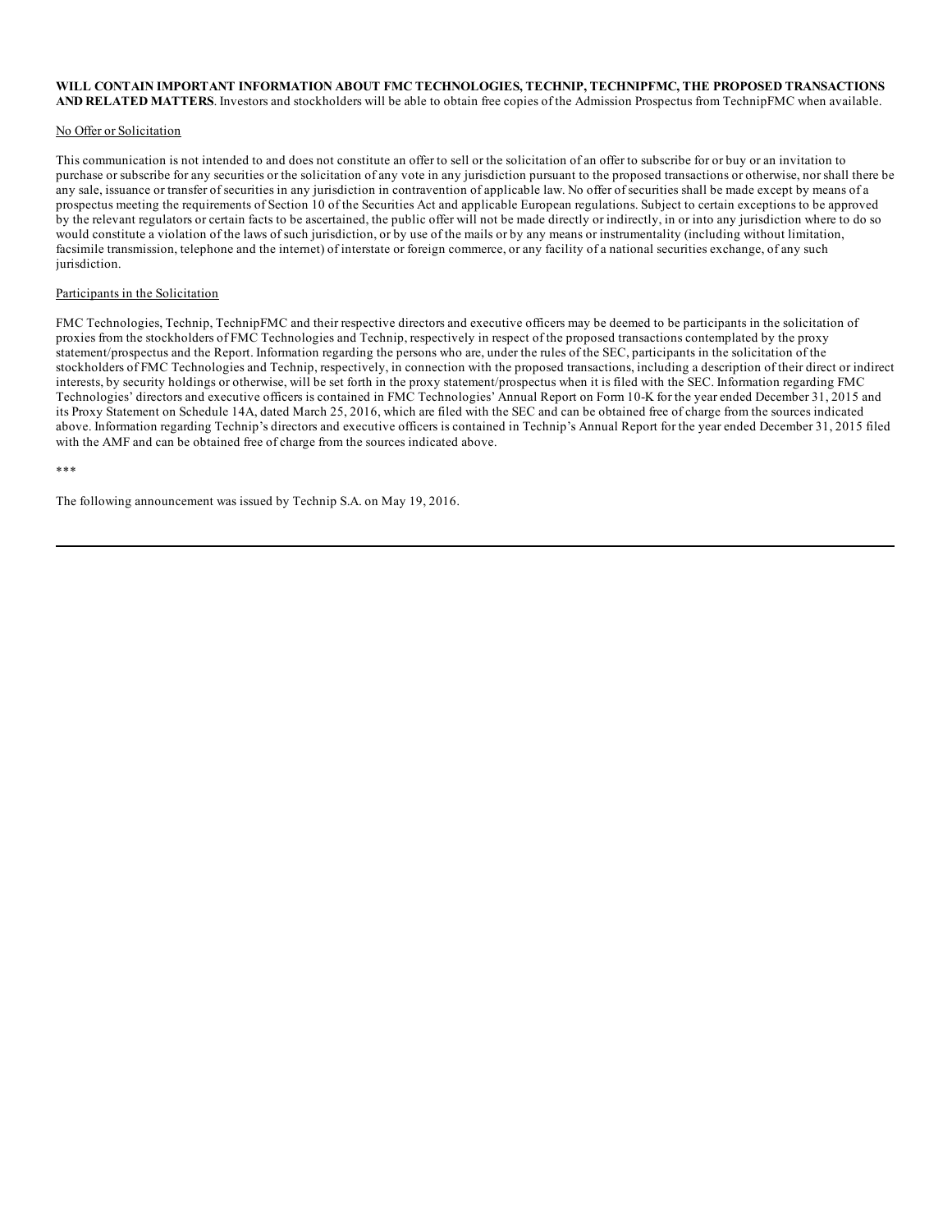**WILL CONTAIN IMPORTANT INFORMATION ABOUT FMC TECHNOLOGIES, TECHNIP, TECHNIPFMC, THE PROPOSED TRANSACTIONS AND RELATED MATTERS**. Investors and stockholders will be able to obtain free copies of the Admission Prospectus from TechnipFMC when available.

No Offer or Solicitation

This communication is not intended to and does not constitute an offer to sell or the solicitation of an offer to subscribe for or buy or an invitation to purchase or subscribe for any securities or the solicitation of any vote in any jurisdiction pursuant to the proposed transactions or otherwise, nor shall there be any sale, issuance or transfer of securities in any jurisdiction in contravention of applicable law. No offer of securities shall be made except by means of a prospectus meeting the requirements of Section 10 of the Securities Act and applicable European regulations. Subject to certain exceptions to be approved by the relevant regulators or certain facts to be ascertained, the public offer will not be made directly or indirectly, in or into any jurisdiction where to do so would constitute a violation of the laws of such jurisdiction, or by use of the mails or by any means or instrumentality (including without limitation, facsimile transmission, telephone and the internet) of interstate or foreign commerce, or any facility of a national securities exchange, of any such jurisdiction.

Participants in the Solicitation

FMC Technologies, Technip, TechnipFMC and their respective directors and executive officers may be deemed to be participants in the solicitation of proxies from the stockholders of FMC Technologies and Technip, respectively in respect of the proposed transactions contemplated by the proxy statement/prospectus and the Report. Information regarding the persons who are, under the rules of the SEC, participants in the solicitation of the stockholders of FMC Technologies and Technip, respectively, in connection with the proposed transactions, including a description of their direct or indirect interests, by security holdings or otherwise, will be set forth in the proxy statement/prospectus when it is filed with the SEC. Information regarding FMC Technologies' directors and executive officers is contained in FMC Technologies' Annual Report on Form 10-K for the year ended December 31, 2015 and its Proxy Statement on Schedule 14A, dated March 25, 2016, which are filed with the SEC and can be obtained free of charge from the sources indicated above. Information regarding Technip's directors and executive officers is contained in Technip's Annual Report for the year ended December 31, 2015 filed with the AMF and can be obtained free of charge from the sources indicated above.

***

The following announcement was issued by Technip S.A. on May 19, 2016.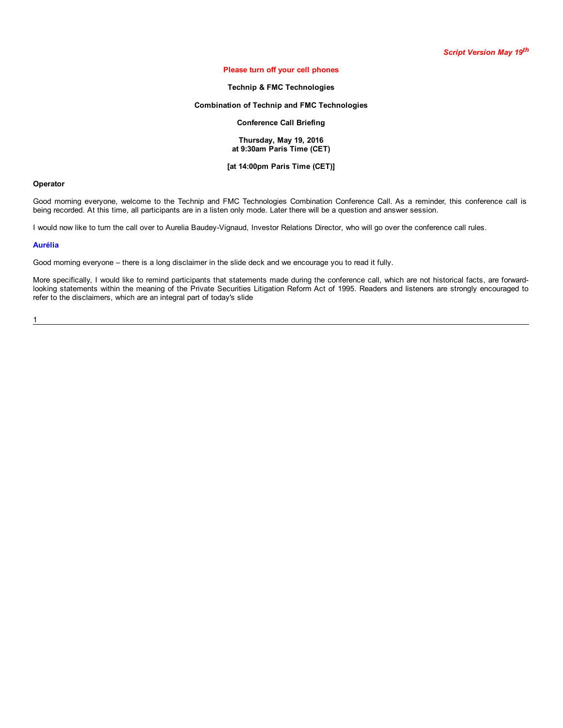*Script Version May 19th*

**Please turn off your cell phones**

**Technip & FMC Technologies**

**Combination of Technip and FMC Technologies**

**Conference Call Briefing**

**Thursday, May 19, 2016**
**at 9:30am Paris Time (CET)**

**[at 14:00pm Paris Time (CET)]**

**Operator**

Good morning everyone, welcome to the Technip and FMC Technologies Combination Conference Call. As a reminder, this conference call is being recorded. At this time, all participants are in a listen only mode. Later there will be a question and answer session.

I would now like to turn the call over to Aurelia Baudey-Vignaud, Investor Relations Director, who will go over the conference call rules.

**Aurélia**

Good morning everyone – there is a long disclaimer in the slide deck and we encourage you to read it fully.

More specifically, I would like to remind participants that statements made during the conference call, which are not historical facts, are forward-looking statements within the meaning of the Private Securities Litigation Reform Act of 1995. Readers and listeners are strongly encouraged to refer to the disclaimers, which are an integral part of today's slide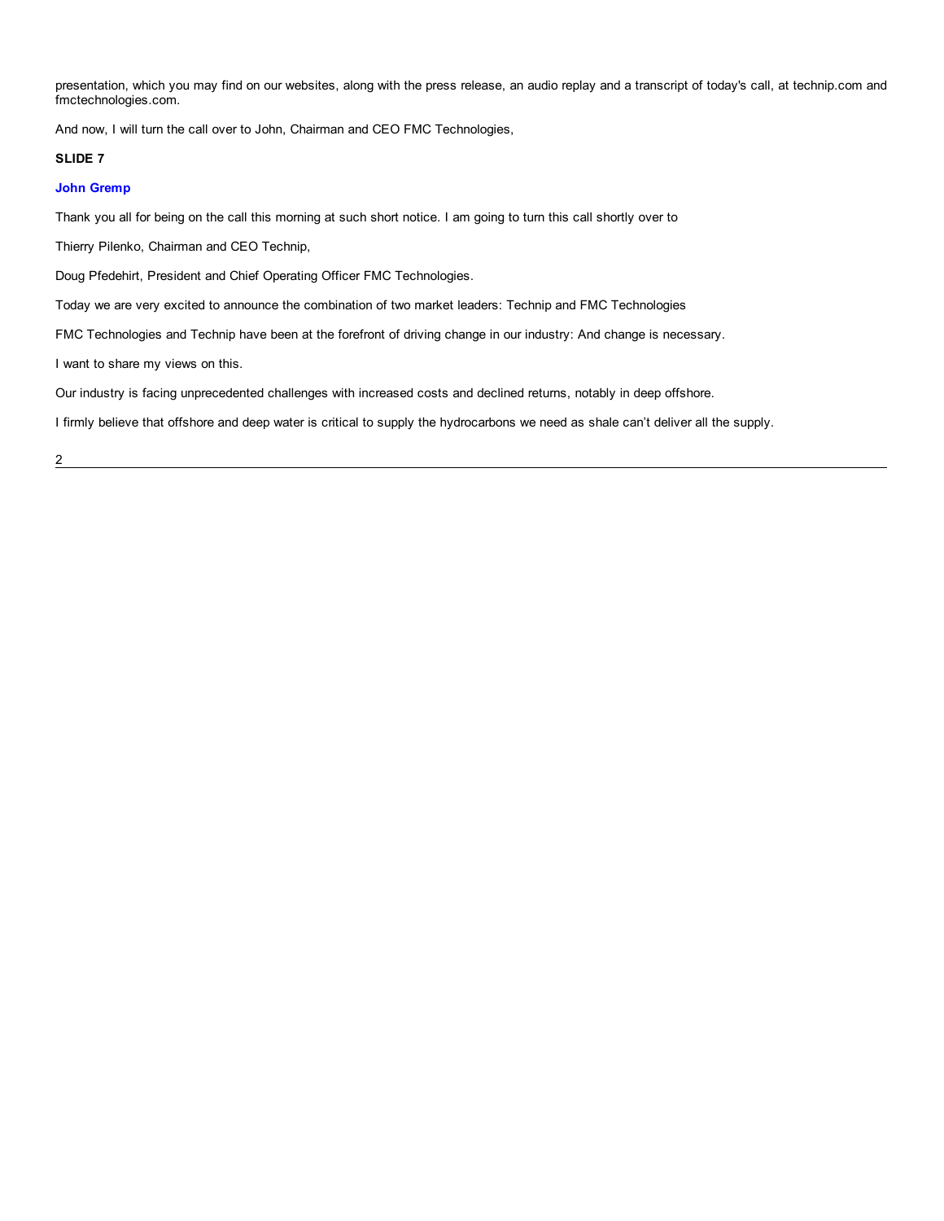presentation, which you may find on our websites, along with the press release, an audio replay and a transcript of today's call, at technip.com and fmctechnologies.com.

And now, I will turn the call over to John, Chairman and CEO FMC Technologies,

**SLIDE 7**

**John Gremp**

Thank you all for being on the call this morning at such short notice. I am going to turn this call shortly over to

Thierry Pilenko, Chairman and CEO Technip,

Doug Pfedehirt, President and Chief Operating Officer FMC Technologies.

Today we are very excited to announce the combination of two market leaders: Technip and FMC Technologies

FMC Technologies and Technip have been at the forefront of driving change in our industry: And change is necessary.

I want to share my views on this.

Our industry is facing unprecedented challenges with increased costs and declined returns, notably in deep offshore.

I firmly believe that offshore and deep water is critical to supply the hydrocarbons we need as shale can't deliver all the supply.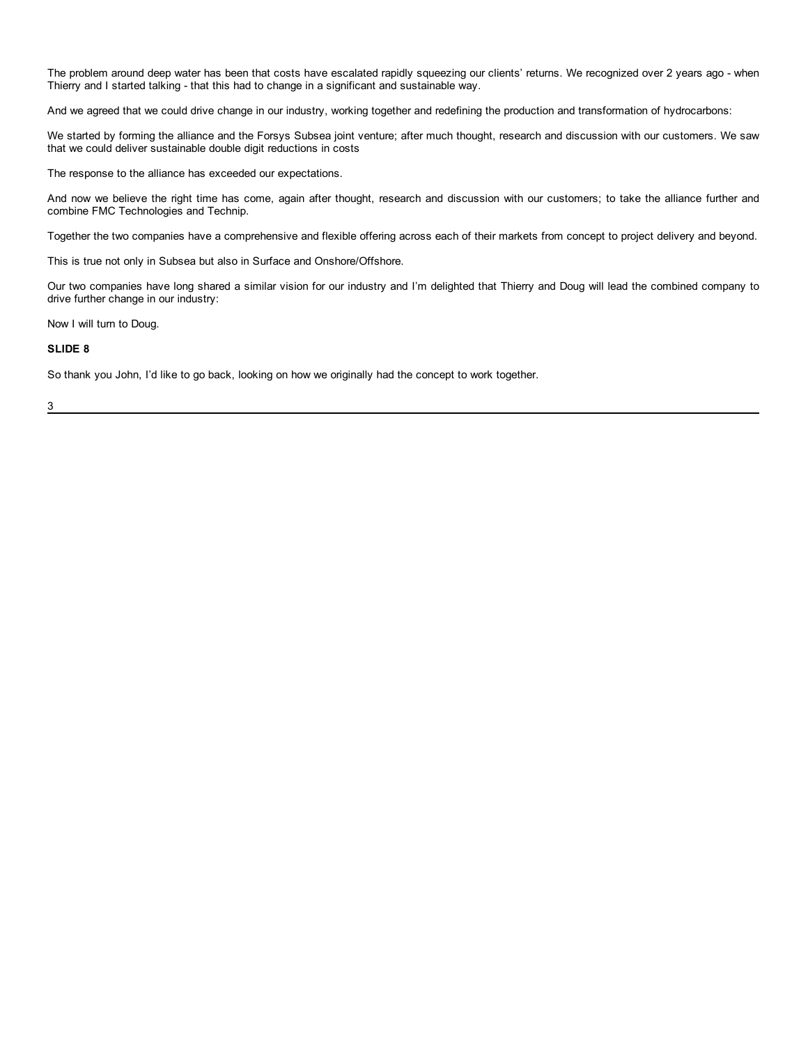The problem around deep water has been that costs have escalated rapidly squeezing our clients' returns. We recognized over 2 years ago - when Thierry and I started talking - that this had to change in a significant and sustainable way.

And we agreed that we could drive change in our industry, working together and redefining the production and transformation of hydrocarbons:

We started by forming the alliance and the Forsys Subsea joint venture; after much thought, research and discussion with our customers. We saw that we could deliver sustainable double digit reductions in costs

The response to the alliance has exceeded our expectations.

And now we believe the right time has come, again after thought, research and discussion with our customers; to take the alliance further and combine FMC Technologies and Technip.

Together the two companies have a comprehensive and flexible offering across each of their markets from concept to project delivery and beyond.

This is true not only in Subsea but also in Surface and Onshore/Offshore.

Our two companies have long shared a similar vision for our industry and I'm delighted that Thierry and Doug will lead the combined company to drive further change in our industry:

Now I will turn to Doug.

**SLIDE 8**

So thank you John, I'd like to go back, looking on how we originally had the concept to work together.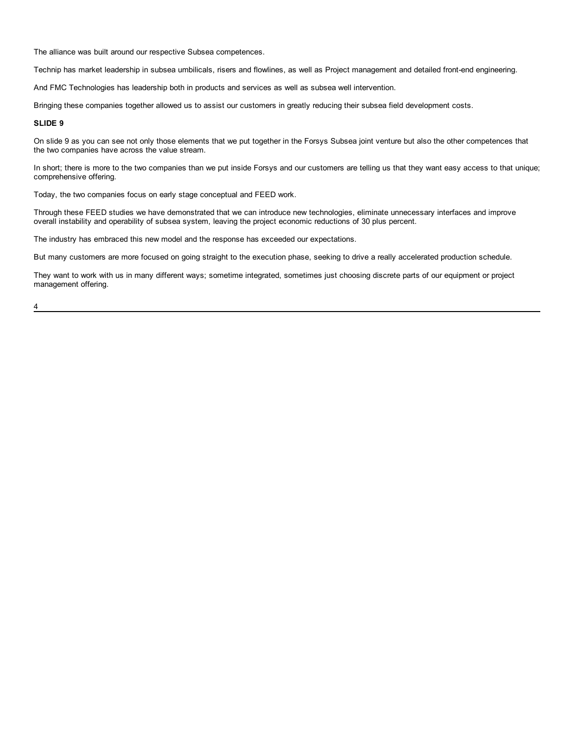The alliance was built around our respective Subsea competences.

Technip has market leadership in subsea umbilicals, risers and flowlines, as well as Project management and detailed front-end engineering.

And FMC Technologies has leadership both in products and services as well as subsea well intervention.

Bringing these companies together allowed us to assist our customers in greatly reducing their subsea field development costs.

**SLIDE 9**

On slide 9 as you can see not only those elements that we put together in the Forsys Subsea joint venture but also the other competences that the two companies have across the value stream.

In short; there is more to the two companies than we put inside Forsys and our customers are telling us that they want easy access to that unique; comprehensive offering.

Today, the two companies focus on early stage conceptual and FEED work.

Through these FEED studies we have demonstrated that we can introduce new technologies, eliminate unnecessary interfaces and improve overall instability and operability of subsea system, leaving the project economic reductions of 30 plus percent.

The industry has embraced this new model and the response has exceeded our expectations.

But many customers are more focused on going straight to the execution phase, seeking to drive a really accelerated production schedule.

They want to work with us in many different ways; sometime integrated, sometimes just choosing discrete parts of our equipment or project management offering.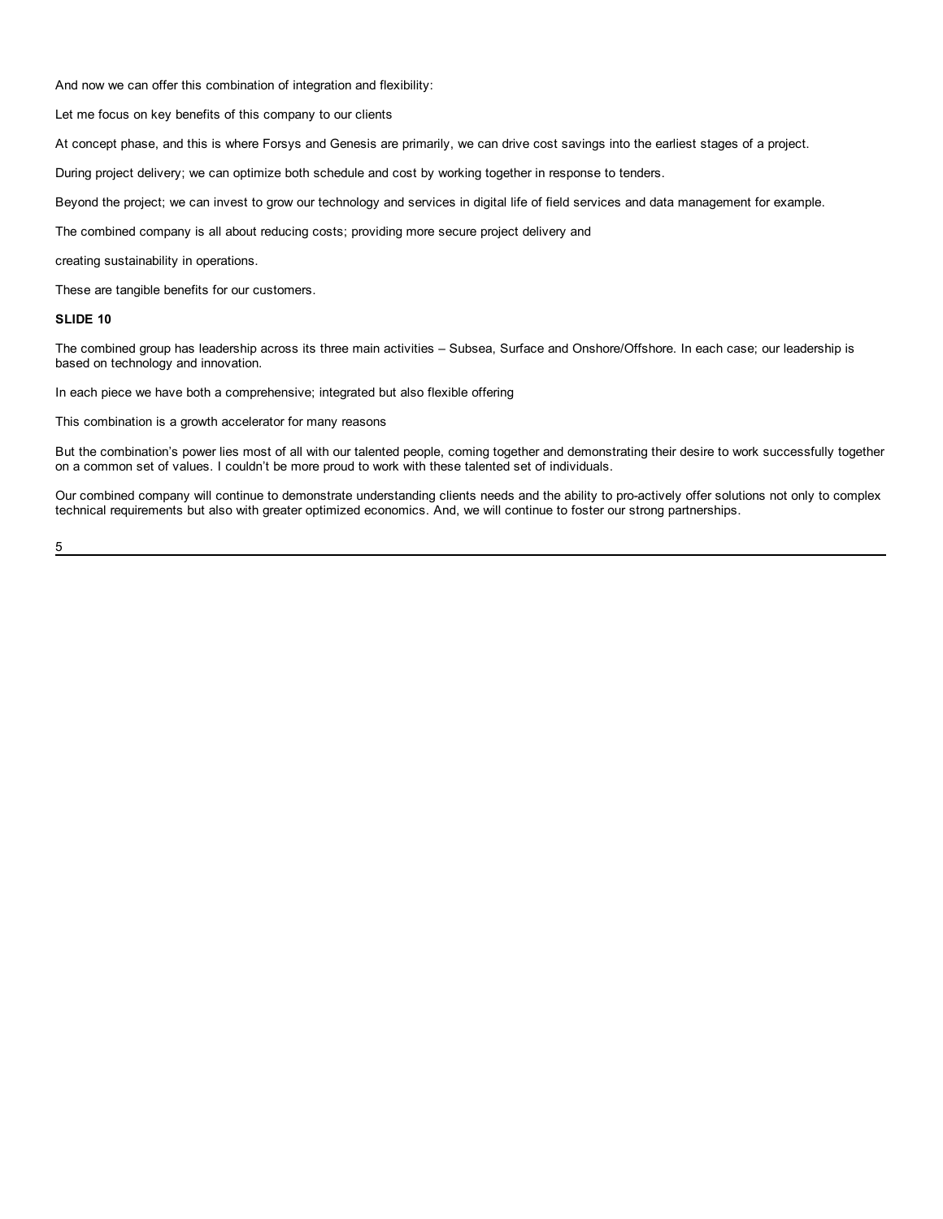And now we can offer this combination of integration and flexibility:

Let me focus on key benefits of this company to our clients

At concept phase, and this is where Forsys and Genesis are primarily, we can drive cost savings into the earliest stages of a project.

During project delivery; we can optimize both schedule and cost by working together in response to tenders.

Beyond the project; we can invest to grow our technology and services in digital life of field services and data management for example.

The combined company is all about reducing costs; providing more secure project delivery and

creating sustainability in operations.

These are tangible benefits for our customers.

**SLIDE 10**

The combined group has leadership across its three main activities – Subsea, Surface and Onshore/Offshore. In each case; our leadership is based on technology and innovation.

In each piece we have both a comprehensive; integrated but also flexible offering

This combination is a growth accelerator for many reasons

But the combination's power lies most of all with our talented people, coming together and demonstrating their desire to work successfully together on a common set of values. I couldn't be more proud to work with these talented set of individuals.

Our combined company will continue to demonstrate understanding clients needs and the ability to pro-actively offer solutions not only to complex technical requirements but also with greater optimized economics. And, we will continue to foster our strong partnerships.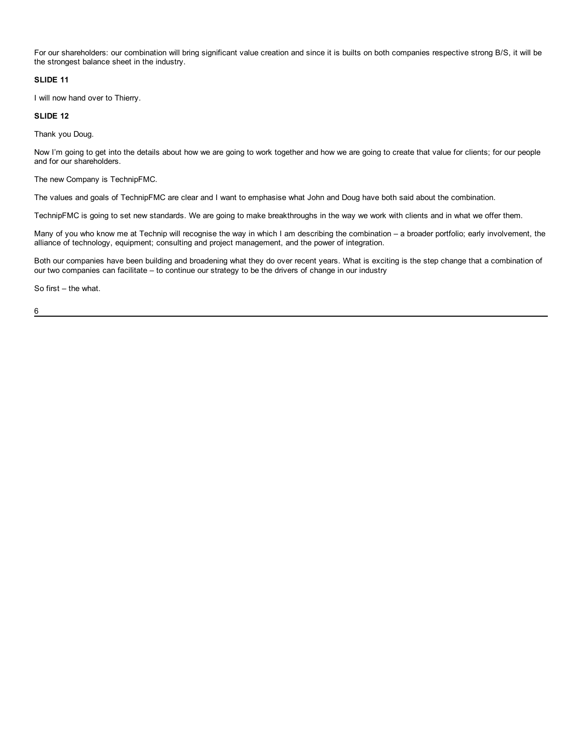For our shareholders: our combination will bring significant value creation and since it is builts on both companies respective strong B/S, it will be the strongest balance sheet in the industry.

**SLIDE 11**

I will now hand over to Thierry.

**SLIDE 12**

Thank you Doug.

Now I'm going to get into the details about how we are going to work together and how we are going to create that value for clients; for our people and for our shareholders.

The new Company is TechnipFMC.

The values and goals of TechnipFMC are clear and I want to emphasise what John and Doug have both said about the combination.

TechnipFMC is going to set new standards. We are going to make breakthroughs in the way we work with clients and in what we offer them.

Many of you who know me at Technip will recognise the way in which I am describing the combination – a broader portfolio; early involvement, the alliance of technology, equipment; consulting and project management, and the power of integration.

Both our companies have been building and broadening what they do over recent years. What is exciting is the step change that a combination of our two companies can facilitate – to continue our strategy to be the drivers of change in our industry

So first – the what.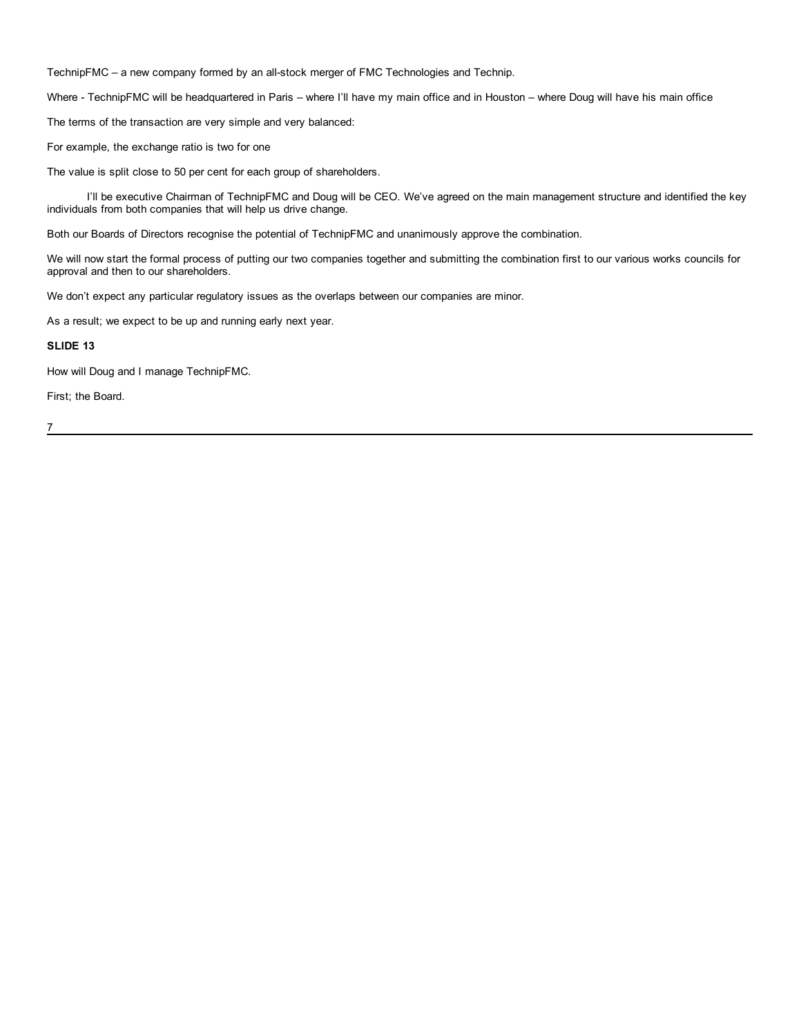TechnipFMC – a new company formed by an all-stock merger of FMC Technologies and Technip.

Where - TechnipFMC will be headquartered in Paris – where I'll have my main office and in Houston – where Doug will have his main office

The terms of the transaction are very simple and very balanced:

For example, the exchange ratio is two for one

The value is split close to 50 per cent for each group of shareholders.

I'll be executive Chairman of TechnipFMC and Doug will be CEO. We've agreed on the main management structure and identified the key individuals from both companies that will help us drive change.

Both our Boards of Directors recognise the potential of TechnipFMC and unanimously approve the combination.

We will now start the formal process of putting our two companies together and submitting the combination first to our various works councils for approval and then to our shareholders.

We don't expect any particular regulatory issues as the overlaps between our companies are minor.

As a result; we expect to be up and running early next year.

**SLIDE 13**

How will Doug and I manage TechnipFMC.

First; the Board.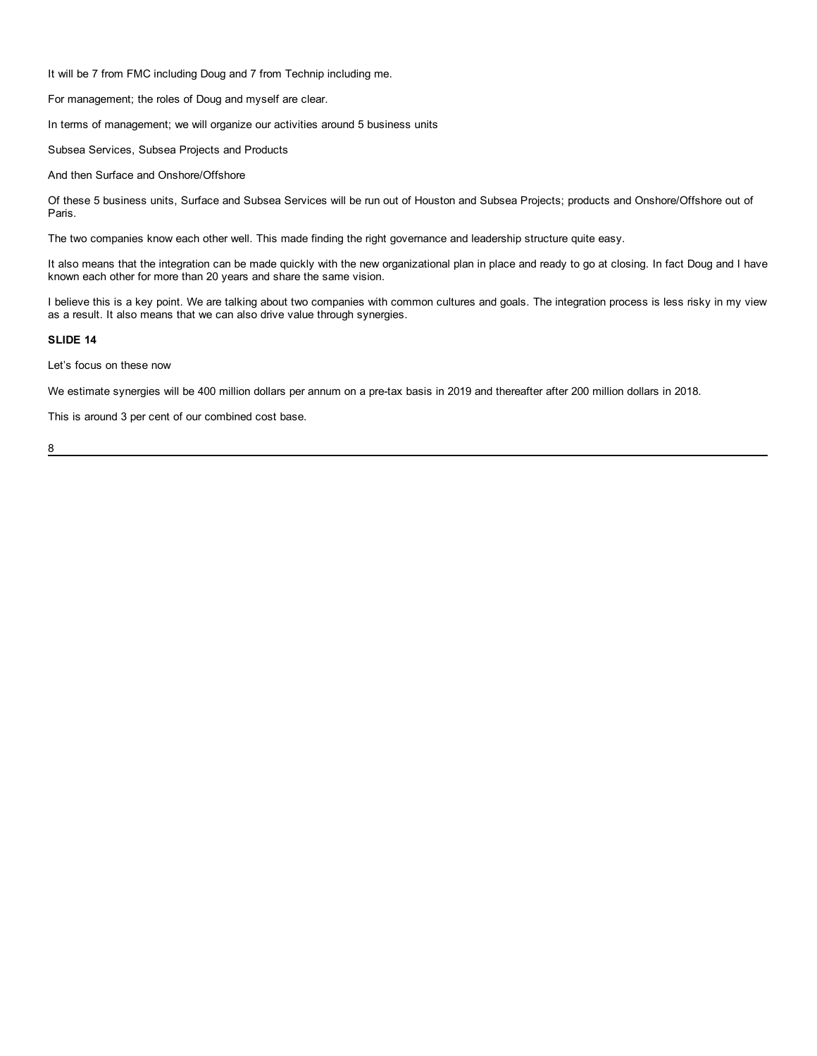It will be 7 from FMC including Doug and 7 from Technip including me.

For management; the roles of Doug and myself are clear.

In terms of management; we will organize our activities around 5 business units

Subsea Services, Subsea Projects and Products

And then Surface and Onshore/Offshore

Of these 5 business units, Surface and Subsea Services will be run out of Houston and Subsea Projects; products and Onshore/Offshore out of Paris.

The two companies know each other well. This made finding the right governance and leadership structure quite easy.

It also means that the integration can be made quickly with the new organizational plan in place and ready to go at closing. In fact Doug and I have known each other for more than 20 years and share the same vision.

I believe this is a key point. We are talking about two companies with common cultures and goals. The integration process is less risky in my view as a result. It also means that we can also drive value through synergies.

**SLIDE 14**

Let's focus on these now

We estimate synergies will be 400 million dollars per annum on a pre-tax basis in 2019 and thereafter after 200 million dollars in 2018.

This is around 3 per cent of our combined cost base.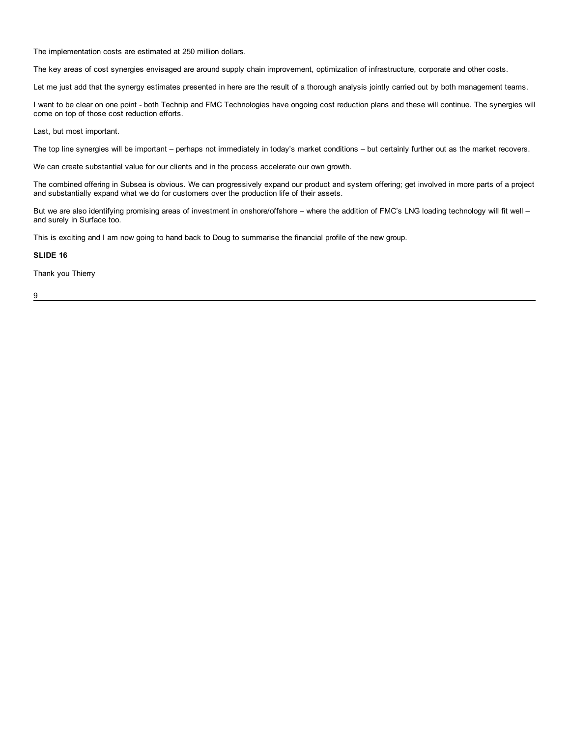The implementation costs are estimated at 250 million dollars.

The key areas of cost synergies envisaged are around supply chain improvement, optimization of infrastructure, corporate and other costs.

Let me just add that the synergy estimates presented in here are the result of a thorough analysis jointly carried out by both management teams.

I want to be clear on one point - both Technip and FMC Technologies have ongoing cost reduction plans and these will continue. The synergies will come on top of those cost reduction efforts.

Last, but most important.

The top line synergies will be important – perhaps not immediately in today's market conditions – but certainly further out as the market recovers.

We can create substantial value for our clients and in the process accelerate our own growth.

The combined offering in Subsea is obvious. We can progressively expand our product and system offering; get involved in more parts of a project and substantially expand what we do for customers over the production life of their assets.

But we are also identifying promising areas of investment in onshore/offshore – where the addition of FMC's LNG loading technology will fit well – and surely in Surface too.

This is exciting and I am now going to hand back to Doug to summarise the financial profile of the new group.

**SLIDE 16**

Thank you Thierry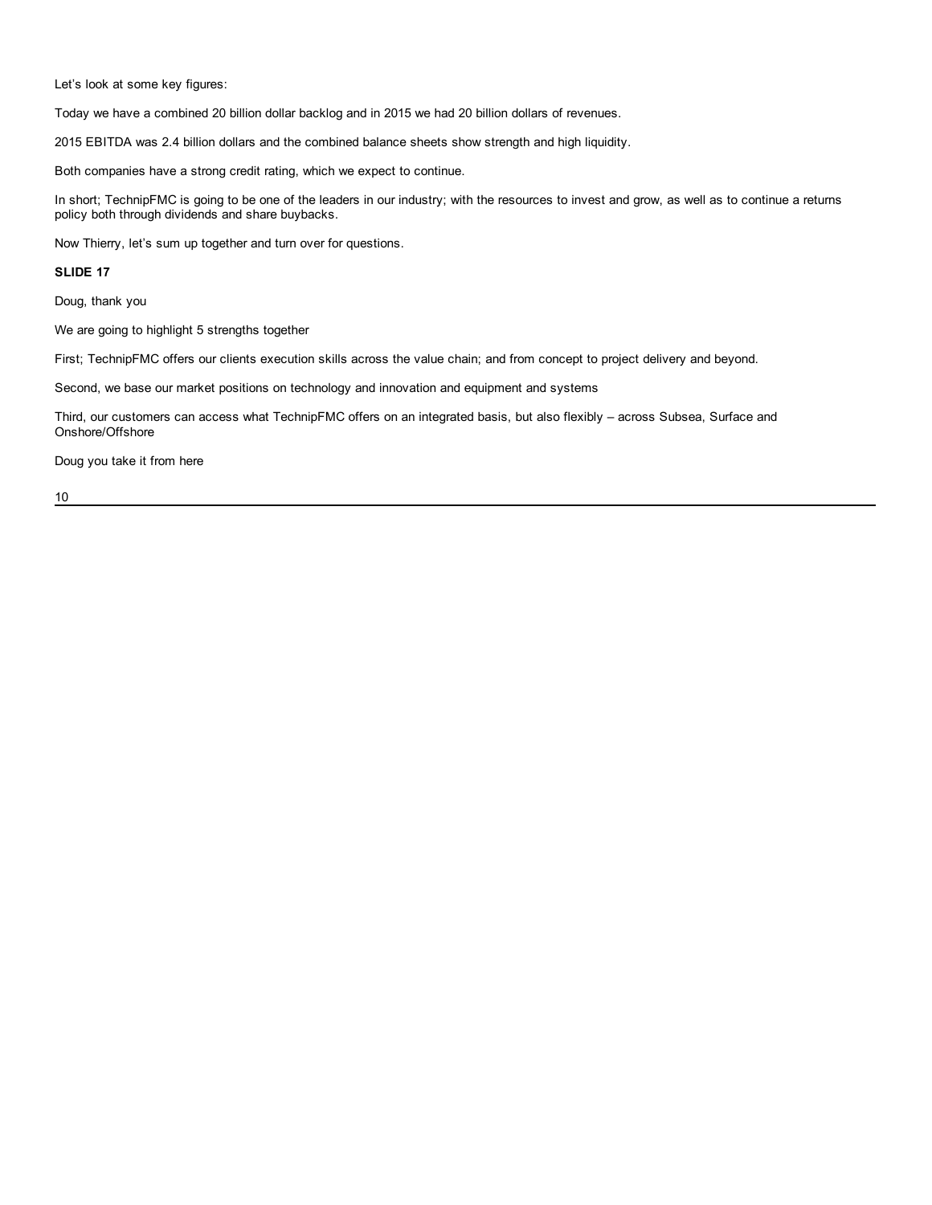Let's look at some key figures:

Today we have a combined 20 billion dollar backlog and in 2015 we had 20 billion dollars of revenues.

2015 EBITDA was 2.4 billion dollars and the combined balance sheets show strength and high liquidity.

Both companies have a strong credit rating, which we expect to continue.

In short; TechnipFMC is going to be one of the leaders in our industry; with the resources to invest and grow, as well as to continue a returns policy both through dividends and share buybacks.

Now Thierry, let's sum up together and turn over for questions.

**SLIDE 17**

Doug, thank you

We are going to highlight 5 strengths together

First; TechnipFMC offers our clients execution skills across the value chain; and from concept to project delivery and beyond.

Second, we base our market positions on technology and innovation and equipment and systems

Third, our customers can access what TechnipFMC offers on an integrated basis, but also flexibly – across Subsea, Surface and Onshore/Offshore

Doug you take it from here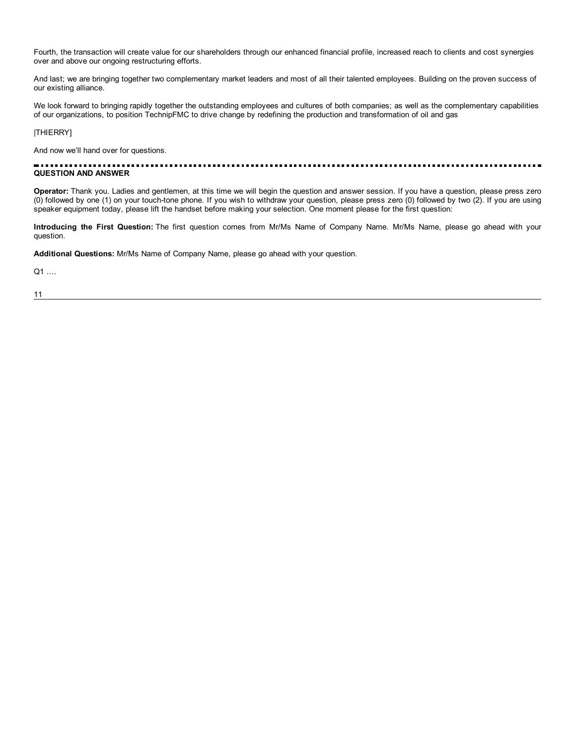Fourth, the transaction will create value for our shareholders through our enhanced financial profile, increased reach to clients and cost synergies over and above our ongoing restructuring efforts.

And last; we are bringing together two complementary market leaders and most of all their talented employees. Building on the proven success of our existing alliance.

We look forward to bringing rapidly together the outstanding employees and cultures of both companies; as well as the complementary capabilities of our organizations, to position TechnipFMC to drive change by redefining the production and transformation of oil and gas

|THIERRY]

And now we'll hand over for questions.

---

**QUESTION AND ANSWER**

**Operator:** Thank you. Ladies and gentlemen, at this time we will begin the question and answer session. If you have a question, please press zero (0) followed by one (1) on your touch-tone phone. If you wish to withdraw your question, please press zero (0) followed by two (2). If you are using speaker equipment today, please lift the handset before making your selection. One moment please for the first question:

**Introducing the First Question:** The first question comes from Mr/Ms Name of Company Name. Mr/Ms Name, please go ahead with your question.

**Additional Questions:** Mr/Ms Name of Company Name, please go ahead with your question.

Q1 ….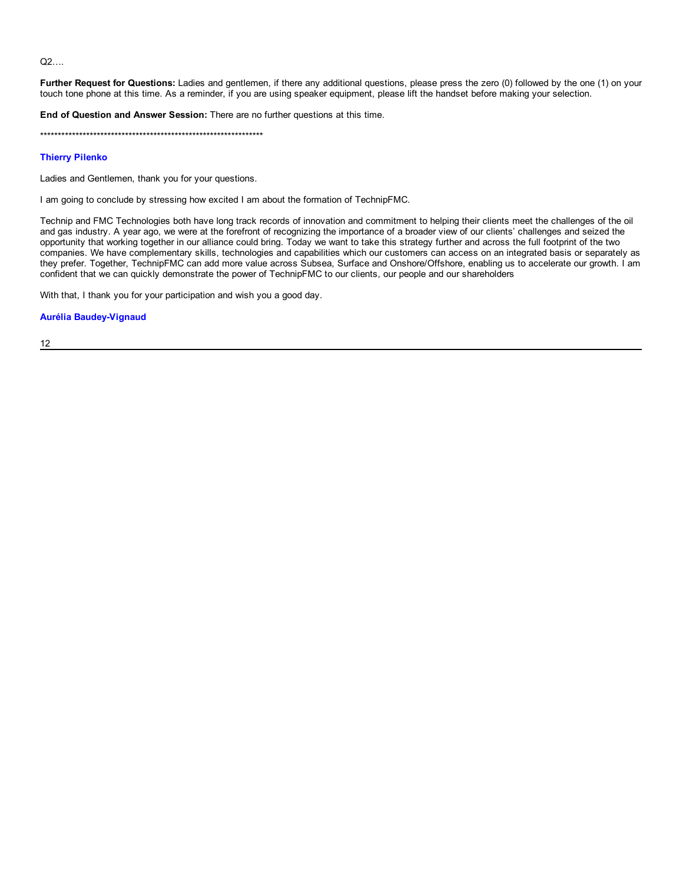Q2….

**Further Request for Questions:** Ladies and gentlemen, if there any additional questions, please press the zero (0) followed by the one (1) on your touch tone phone at this time. As a reminder, if you are using speaker equipment, please lift the handset before making your selection.

**End of Question and Answer Session:** There are no further questions at this time.

******************************************************************

**Thierry Pilenko**

Ladies and Gentlemen, thank you for your questions.

I am going to conclude by stressing how excited I am about the formation of TechnipFMC.

Technip and FMC Technologies both have long track records of innovation and commitment to helping their clients meet the challenges of the oil and gas industry. A year ago, we were at the forefront of recognizing the importance of a broader view of our clients' challenges and seized the opportunity that working together in our alliance could bring. Today we want to take this strategy further and across the full footprint of the two companies. We have complementary skills, technologies and capabilities which our customers can access on an integrated basis or separately as they prefer. Together, TechnipFMC can add more value across Subsea, Surface and Onshore/Offshore, enabling us to accelerate our growth. I am confident that we can quickly demonstrate the power of TechnipFMC to our clients, our people and our shareholders

With that, I thank you for your participation and wish you a good day.

**Aurélia Baudey-Vignaud**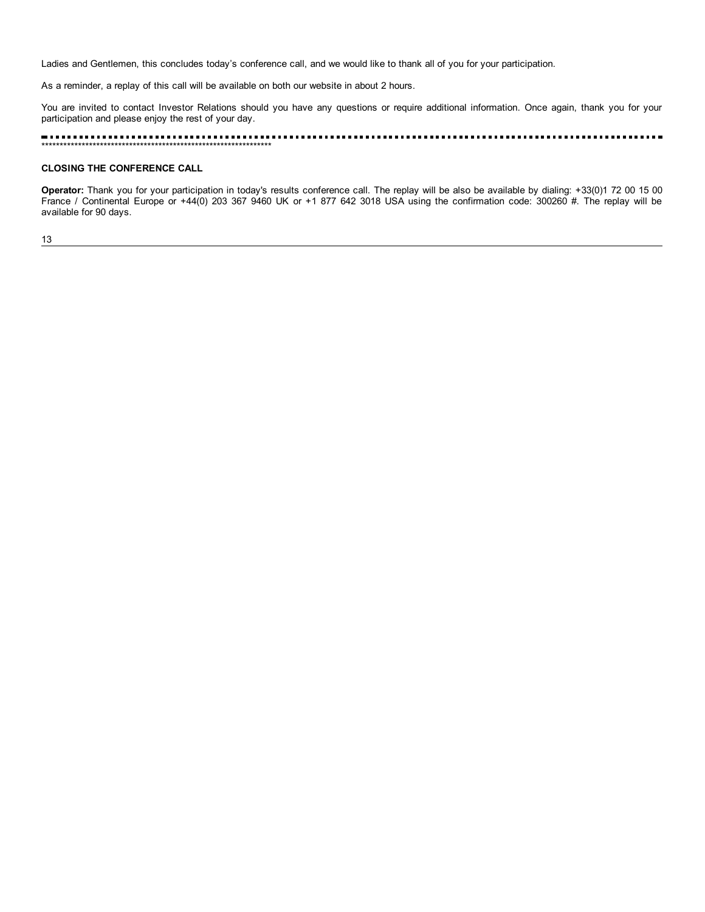Ladies and Gentlemen, this concludes today's conference call, and we would like to thank all of you for your participation.

As a reminder, a replay of this call will be available on both our website in about 2 hours.

You are invited to contact Investor Relations should you have any questions or require additional information. Once again, thank you for your participation and please enjoy the rest of your day.

---

*****************************************************************

**CLOSING THE CONFERENCE CALL**

**Operator:** Thank you for your participation in today's results conference call. The replay will be also be available by dialing: +33(0)1 72 00 15 00 France / Continental Europe or +44(0) 203 367 9460 UK or +1 877 642 3018 USA using the confirmation code: 300260 #. The replay will be available for 90 days.